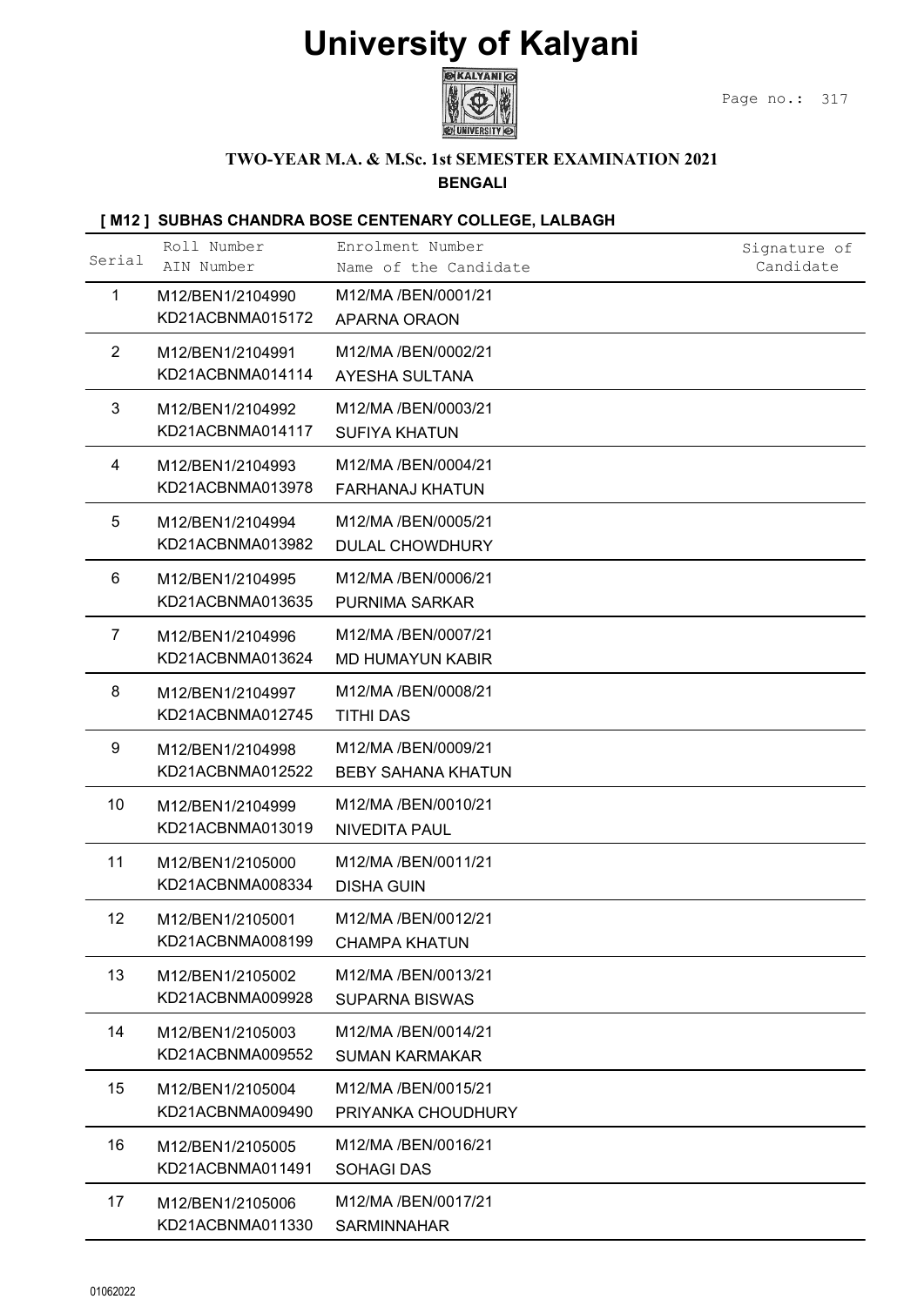# University of Kalyani

**TWO-YEAR M.A. & M.Sc. 1st SEMESTER EXAMINATION 2021**

**BENGALI**

**[ M12 ] SUBHAS CHANDRA BOSE CENTENARY COLLEGE, LALBAGH**

| Serial | Roll Number<br>AIN Number | Enrolment Number<br>Name of the Candidate | Signature of Candidate |
|---|---|---|---|
| 1 | M12/BEN1/2104990<br>KD21ACBNMA015172 | M12/MA /BEN/0001/21<br>APARNA ORAON | |
| 2 | M12/BEN1/2104991<br>KD21ACBNMA014114 | M12/MA /BEN/0002/21<br>AYESHA SULTANA | |
| 3 | M12/BEN1/2104992<br>KD21ACBNMA014117 | M12/MA /BEN/0003/21<br>SUFIYA KHATUN | |
| 4 | M12/BEN1/2104993<br>KD21ACBNMA013978 | M12/MA /BEN/0004/21<br>FARHANAJ KHATUN | |
| 5 | M12/BEN1/2104994<br>KD21ACBNMA013982 | M12/MA /BEN/0005/21<br>DULAL CHOWDHURY | |
| 6 | M12/BEN1/2104995<br>KD21ACBNMA013635 | M12/MA /BEN/0006/21<br>PURNIMA SARKAR | |
| 7 | M12/BEN1/2104996<br>KD21ACBNMA013624 | M12/MA /BEN/0007/21<br>MD HUMAYUN KABIR | |
| 8 | M12/BEN1/2104997<br>KD21ACBNMA012745 | M12/MA /BEN/0008/21<br>TITHI DAS | |
| 9 | M12/BEN1/2104998<br>KD21ACBNMA012522 | M12/MA /BEN/0009/21<br>BEBY SAHANA KHATUN | |
| 10 | M12/BEN1/2104999<br>KD21ACBNMA013019 | M12/MA /BEN/0010/21<br>NIVEDITA PAUL | |
| 11 | M12/BEN1/2105000<br>KD21ACBNMA008334 | M12/MA /BEN/0011/21<br>DISHA GUIN | |
| 12 | M12/BEN1/2105001<br>KD21ACBNMA008199 | M12/MA /BEN/0012/21<br>CHAMPA KHATUN | |
| 13 | M12/BEN1/2105002<br>KD21ACBNMA009928 | M12/MA /BEN/0013/21<br>SUPARNA BISWAS | |
| 14 | M12/BEN1/2105003<br>KD21ACBNMA009552 | M12/MA /BEN/0014/21<br>SUMAN KARMAKAR | |
| 15 | M12/BEN1/2105004<br>KD21ACBNMA009490 | M12/MA /BEN/0015/21<br>PRIYANKA CHOUDHURY | |
| 16 | M12/BEN1/2105005<br>KD21ACBNMA011491 | M12/MA /BEN/0016/21<br>SOHAGI DAS | |
| 17 | M12/BEN1/2105006<br>KD21ACBNMA011330 | M12/MA /BEN/0017/21<br>SARMINNAHAR | |

01062022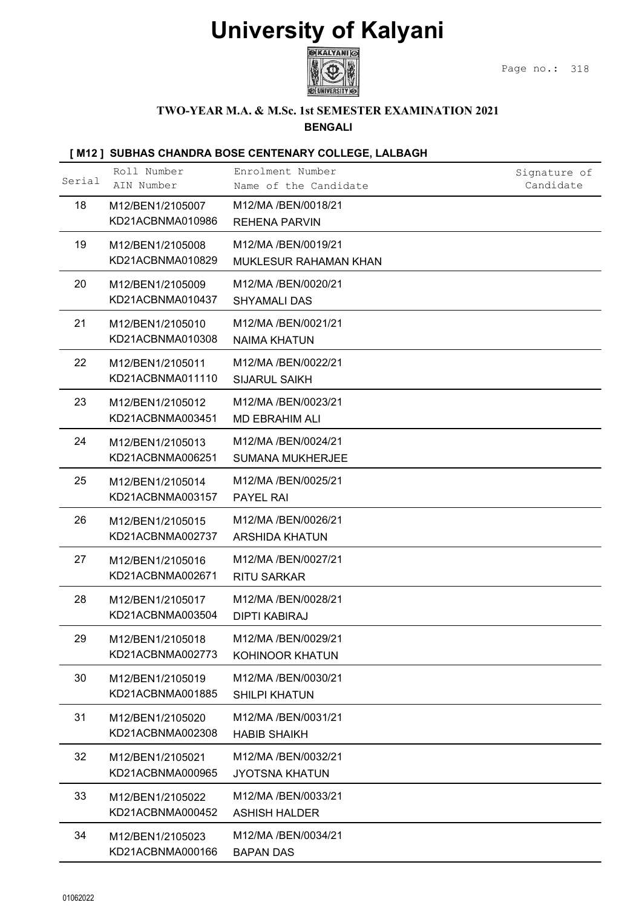# University of Kalyani

### TWO-YEAR M.A. & M.Sc. 1st SEMESTER EXAMINATION 2021

**BENGALI**

#### [ M12 ] SUBHAS CHANDRA BOSE CENTENARY COLLEGE, LALBAGH

| Serial | Roll Number<br>AIN Number | Enrolment Number<br>Name of the Candidate | Signature of Candidate |
|---|---|---|---|
| 18 | M12/BEN1/2105007<br>KD21ACBNMA010986 | M12/MA /BEN/0018/21<br>REHENA PARVIN | |
| 19 | M12/BEN1/2105008<br>KD21ACBNMA010829 | M12/MA /BEN/0019/21<br>MUKLESUR RAHAMAN KHAN | |
| 20 | M12/BEN1/2105009<br>KD21ACBNMA010437 | M12/MA /BEN/0020/21<br>SHYAMALI DAS | |
| 21 | M12/BEN1/2105010<br>KD21ACBNMA010308 | M12/MA /BEN/0021/21<br>NAIMA KHATUN | |
| 22 | M12/BEN1/2105011<br>KD21ACBNMA011110 | M12/MA /BEN/0022/21<br>SIJARUL SAIKH | |
| 23 | M12/BEN1/2105012<br>KD21ACBNMA003451 | M12/MA /BEN/0023/21<br>MD EBRAHIM ALI | |
| 24 | M12/BEN1/2105013<br>KD21ACBNMA006251 | M12/MA /BEN/0024/21<br>SUMANA MUKHERJEE | |
| 25 | M12/BEN1/2105014<br>KD21ACBNMA003157 | M12/MA /BEN/0025/21<br>PAYEL RAI | |
| 26 | M12/BEN1/2105015<br>KD21ACBNMA002737 | M12/MA /BEN/0026/21<br>ARSHIDA KHATUN | |
| 27 | M12/BEN1/2105016<br>KD21ACBNMA002671 | M12/MA /BEN/0027/21<br>RITU SARKAR | |
| 28 | M12/BEN1/2105017<br>KD21ACBNMA003504 | M12/MA /BEN/0028/21<br>DIPTI KABIRAJ | |
| 29 | M12/BEN1/2105018<br>KD21ACBNMA002773 | M12/MA /BEN/0029/21<br>KOHINOOR KHATUN | |
| 30 | M12/BEN1/2105019<br>KD21ACBNMA001885 | M12/MA /BEN/0030/21<br>SHILPI KHATUN | |
| 31 | M12/BEN1/2105020<br>KD21ACBNMA002308 | M12/MA /BEN/0031/21<br>HABIB SHAIKH | |
| 32 | M12/BEN1/2105021<br>KD21ACBNMA000965 | M12/MA /BEN/0032/21<br>JYOTSNA KHATUN | |
| 33 | M12/BEN1/2105022<br>KD21ACBNMA000452 | M12/MA /BEN/0033/21<br>ASHISH HALDER | |
| 34 | M12/BEN1/2105023<br>KD21ACBNMA000166 | M12/MA /BEN/0034/21<br>BAPAN DAS | |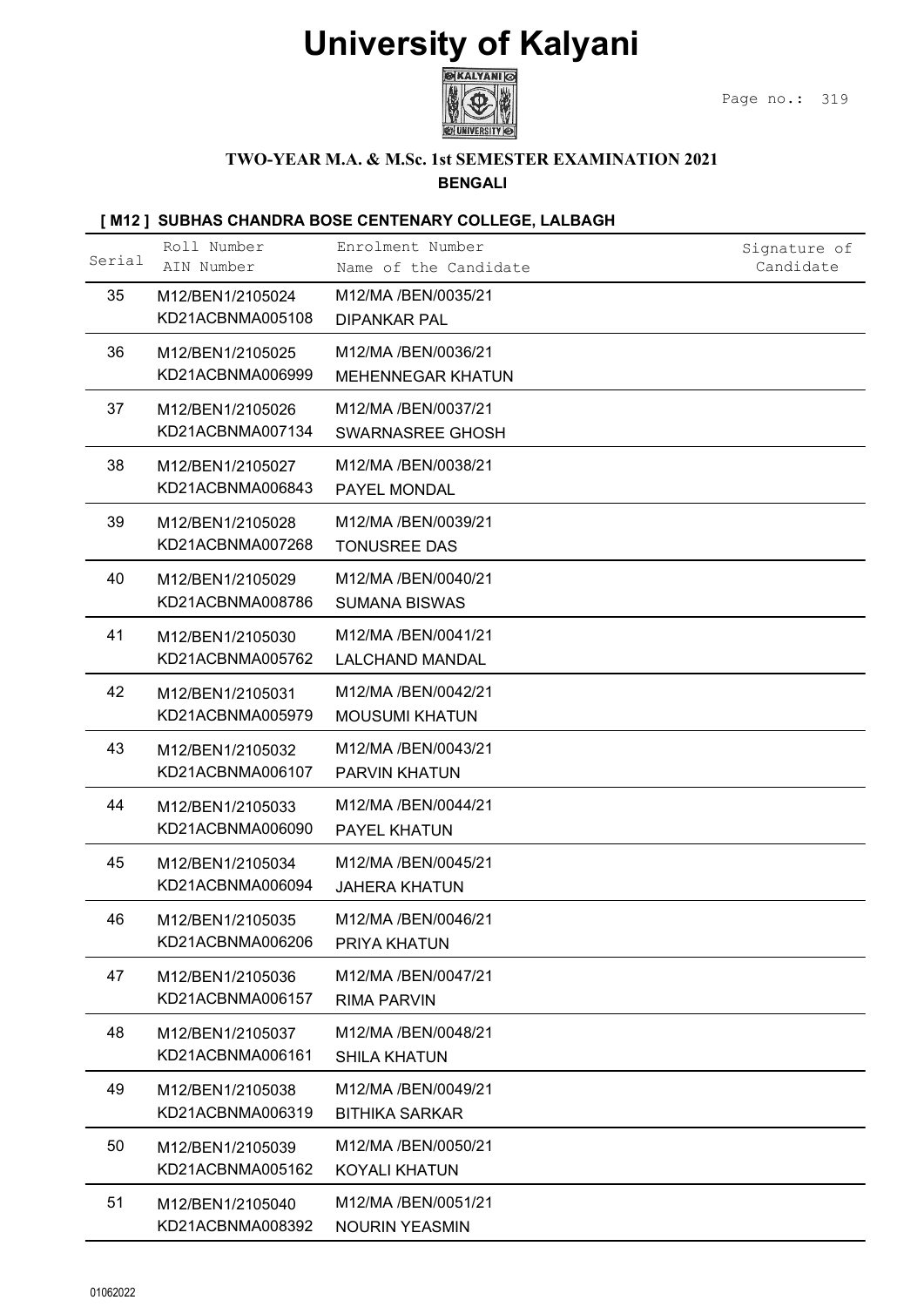# University of Kalyani

### TWO-YEAR M.A. & M.Sc. 1st SEMESTER EXAMINATION 2021

**BENGALI**

#### [ M12 ] SUBHAS CHANDRA BOSE CENTENARY COLLEGE, LALBAGH

| Serial | Roll Number<br>AIN Number | Enrolment Number<br>Name of the Candidate | Signature of Candidate |
|---|---|---|---|
| 35 | M12/BEN1/2105024<br>KD21ACBNMA005108 | M12/MA /BEN/0035/21<br>DIPANKAR PAL | |
| 36 | M12/BEN1/2105025<br>KD21ACBNMA006999 | M12/MA /BEN/0036/21<br>MEHENNEGAR KHATUN | |
| 37 | M12/BEN1/2105026<br>KD21ACBNMA007134 | M12/MA /BEN/0037/21<br>SWARNASREE GHOSH | |
| 38 | M12/BEN1/2105027<br>KD21ACBNMA006843 | M12/MA /BEN/0038/21<br>PAYEL MONDAL | |
| 39 | M12/BEN1/2105028<br>KD21ACBNMA007268 | M12/MA /BEN/0039/21<br>TONUSREE DAS | |
| 40 | M12/BEN1/2105029<br>KD21ACBNMA008786 | M12/MA /BEN/0040/21<br>SUMANA BISWAS | |
| 41 | M12/BEN1/2105030<br>KD21ACBNMA005762 | M12/MA /BEN/0041/21<br>LALCHAND MANDAL | |
| 42 | M12/BEN1/2105031<br>KD21ACBNMA005979 | M12/MA /BEN/0042/21<br>MOUSUMI KHATUN | |
| 43 | M12/BEN1/2105032<br>KD21ACBNMA006107 | M12/MA /BEN/0043/21<br>PARVIN KHATUN | |
| 44 | M12/BEN1/2105033<br>KD21ACBNMA006090 | M12/MA /BEN/0044/21<br>PAYEL KHATUN | |
| 45 | M12/BEN1/2105034<br>KD21ACBNMA006094 | M12/MA /BEN/0045/21<br>JAHERA KHATUN | |
| 46 | M12/BEN1/2105035<br>KD21ACBNMA006206 | M12/MA /BEN/0046/21<br>PRIYA KHATUN | |
| 47 | M12/BEN1/2105036<br>KD21ACBNMA006157 | M12/MA /BEN/0047/21<br>RIMA PARVIN | |
| 48 | M12/BEN1/2105037<br>KD21ACBNMA006161 | M12/MA /BEN/0048/21<br>SHILA KHATUN | |
| 49 | M12/BEN1/2105038<br>KD21ACBNMA006319 | M12/MA /BEN/0049/21<br>BITHIKA SARKAR | |
| 50 | M12/BEN1/2105039<br>KD21ACBNMA005162 | M12/MA /BEN/0050/21<br>KOYALI KHATUN | |
| 51 | M12/BEN1/2105040<br>KD21ACBNMA008392 | M12/MA /BEN/0051/21<br>NOURIN YEASMIN | |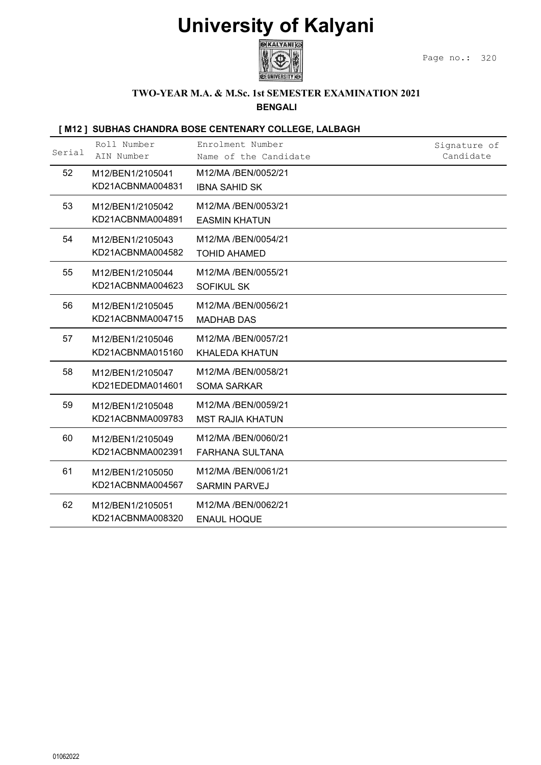# University of Kalyani

**TWO-YEAR M.A. & M.Sc. 1st SEMESTER EXAMINATION 2021**

**BENGALI**

**[ M12 ] SUBHAS CHANDRA BOSE CENTENARY COLLEGE, LALBAGH**

| Serial | Roll Number / AIN Number | Enrolment Number / Name of the Candidate | Signature of Candidate |
|---|---|---|---|
| 52 | M12/BEN1/2105041 KD21ACBNMA004831 | M12/MA /BEN/0052/21 IBNA SAHID SK | |
| 53 | M12/BEN1/2105042 KD21ACBNMA004891 | M12/MA /BEN/0053/21 EASMIN KHATUN | |
| 54 | M12/BEN1/2105043 KD21ACBNMA004582 | M12/MA /BEN/0054/21 TOHID AHAMED | |
| 55 | M12/BEN1/2105044 KD21ACBNMA004623 | M12/MA /BEN/0055/21 SOFIKUL SK | |
| 56 | M12/BEN1/2105045 KD21ACBNMA004715 | M12/MA /BEN/0056/21 MADHAB DAS | |
| 57 | M12/BEN1/2105046 KD21ACBNMA015160 | M12/MA /BEN/0057/21 KHALEDA KHATUN | |
| 58 | M12/BEN1/2105047 KD21EDEDMA014601 | M12/MA /BEN/0058/21 SOMA SARKAR | |
| 59 | M12/BEN1/2105048 KD21ACBNMA009783 | M12/MA /BEN/0059/21 MST RAJIA KHATUN | |
| 60 | M12/BEN1/2105049 KD21ACBNMA002391 | M12/MA /BEN/0060/21 FARHANA SULTANA | |
| 61 | M12/BEN1/2105050 KD21ACBNMA004567 | M12/MA /BEN/0061/21 SARMIN PARVEJ | |
| 62 | M12/BEN1/2105051 KD21ACBNMA008320 | M12/MA /BEN/0062/21 ENAUL HOQUE | |

01062022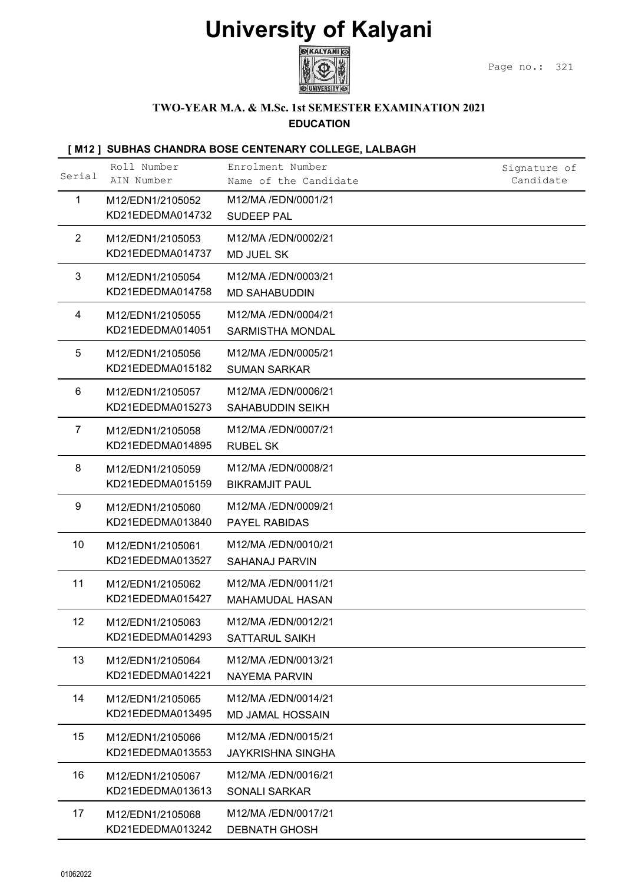# University of Kalyani

### TWO-YEAR M.A. & M.Sc. 1st SEMESTER EXAMINATION 2021

**EDUCATION**

**[ M12 ] SUBHAS CHANDRA BOSE CENTENARY COLLEGE, LALBAGH**

| Serial | Roll Number<br>AIN Number | Enrolment Number<br>Name of the Candidate | Signature of Candidate |
|---|---|---|---|
| 1 | M12/EDN1/2105052<br>KD21EDEDMA014732 | M12/MA /EDN/0001/21<br>SUDEEP PAL | |
| 2 | M12/EDN1/2105053<br>KD21EDEDMA014737 | M12/MA /EDN/0002/21<br>MD JUEL SK | |
| 3 | M12/EDN1/2105054<br>KD21EDEDMA014758 | M12/MA /EDN/0003/21<br>MD SAHABUDDIN | |
| 4 | M12/EDN1/2105055<br>KD21EDEDMA014051 | M12/MA /EDN/0004/21<br>SARMISTHA MONDAL | |
| 5 | M12/EDN1/2105056<br>KD21EDEDMA015182 | M12/MA /EDN/0005/21<br>SUMAN SARKAR | |
| 6 | M12/EDN1/2105057<br>KD21EDEDMA015273 | M12/MA /EDN/0006/21<br>SAHABUDDIN SEIKH | |
| 7 | M12/EDN1/2105058<br>KD21EDEDMA014895 | M12/MA /EDN/0007/21<br>RUBEL SK | |
| 8 | M12/EDN1/2105059<br>KD21EDEDMA015159 | M12/MA /EDN/0008/21<br>BIKRAMJIT PAUL | |
| 9 | M12/EDN1/2105060<br>KD21EDEDMA013840 | M12/MA /EDN/0009/21<br>PAYEL RABIDAS | |
| 10 | M12/EDN1/2105061<br>KD21EDEDMA013527 | M12/MA /EDN/0010/21<br>SAHANAJ PARVIN | |
| 11 | M12/EDN1/2105062<br>KD21EDEDMA015427 | M12/MA /EDN/0011/21<br>MAHAMUDAL HASAN | |
| 12 | M12/EDN1/2105063<br>KD21EDEDMA014293 | M12/MA /EDN/0012/21<br>SATTARUL SAIKH | |
| 13 | M12/EDN1/2105064<br>KD21EDEDMA014221 | M12/MA /EDN/0013/21<br>NAYEMA PARVIN | |
| 14 | M12/EDN1/2105065<br>KD21EDEDMA013495 | M12/MA /EDN/0014/21<br>MD JAMAL HOSSAIN | |
| 15 | M12/EDN1/2105066<br>KD21EDEDMA013553 | M12/MA /EDN/0015/21<br>JAYKRISHNA SINGHA | |
| 16 | M12/EDN1/2105067<br>KD21EDEDMA013613 | M12/MA /EDN/0016/21<br>SONALI SARKAR | |
| 17 | M12/EDN1/2105068<br>KD21EDEDMA013242 | M12/MA /EDN/0017/21<br>DEBNATH GHOSH | |

01062022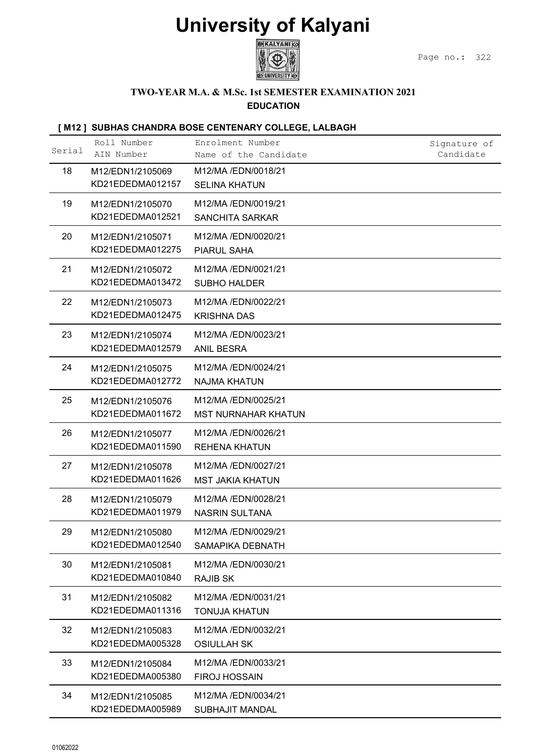# University of Kalyani

**TWO-YEAR M.A. & M.Sc. 1st SEMESTER EXAMINATION 2021**

**EDUCATION**

**[ M12 ] SUBHAS CHANDRA BOSE CENTENARY COLLEGE, LALBAGH**

| Serial | Roll Number / AIN Number | Enrolment Number / Name of the Candidate | Signature of Candidate |
|---|---|---|---|
| 18 | M12/EDN1/2105069 KD21EDEDMA012157 | M12/MA /EDN/0018/21 SELINA KHATUN | |
| 19 | M12/EDN1/2105070 KD21EDEDMA012521 | M12/MA /EDN/0019/21 SANCHITA SARKAR | |
| 20 | M12/EDN1/2105071 KD21EDEDMA012275 | M12/MA /EDN/0020/21 PIARUL SAHA | |
| 21 | M12/EDN1/2105072 KD21EDEDMA013472 | M12/MA /EDN/0021/21 SUBHO HALDER | |
| 22 | M12/EDN1/2105073 KD21EDEDMA012475 | M12/MA /EDN/0022/21 KRISHNA DAS | |
| 23 | M12/EDN1/2105074 KD21EDEDMA012579 | M12/MA /EDN/0023/21 ANIL BESRA | |
| 24 | M12/EDN1/2105075 KD21EDEDMA012772 | M12/MA /EDN/0024/21 NAJMA KHATUN | |
| 25 | M12/EDN1/2105076 KD21EDEDMA011672 | M12/MA /EDN/0025/21 MST NURNAHAR KHATUN | |
| 26 | M12/EDN1/2105077 KD21EDEDMA011590 | M12/MA /EDN/0026/21 REHENA KHATUN | |
| 27 | M12/EDN1/2105078 KD21EDEDMA011626 | M12/MA /EDN/0027/21 MST JAKIA KHATUN | |
| 28 | M12/EDN1/2105079 KD21EDEDMA011979 | M12/MA /EDN/0028/21 NASRIN SULTANA | |
| 29 | M12/EDN1/2105080 KD21EDEDMA012540 | M12/MA /EDN/0029/21 SAMAPIKA DEBNATH | |
| 30 | M12/EDN1/2105081 KD21EDEDMA010840 | M12/MA /EDN/0030/21 RAJIB SK | |
| 31 | M12/EDN1/2105082 KD21EDEDMA011316 | M12/MA /EDN/0031/21 TONUJA KHATUN | |
| 32 | M12/EDN1/2105083 KD21EDEDMA005328 | M12/MA /EDN/0032/21 OSIULLAH SK | |
| 33 | M12/EDN1/2105084 KD21EDEDMA005380 | M12/MA /EDN/0033/21 FIROJ HOSSAIN | |
| 34 | M12/EDN1/2105085 KD21EDEDMA005989 | M12/MA /EDN/0034/21 SUBHAJIT MANDAL | |

01062022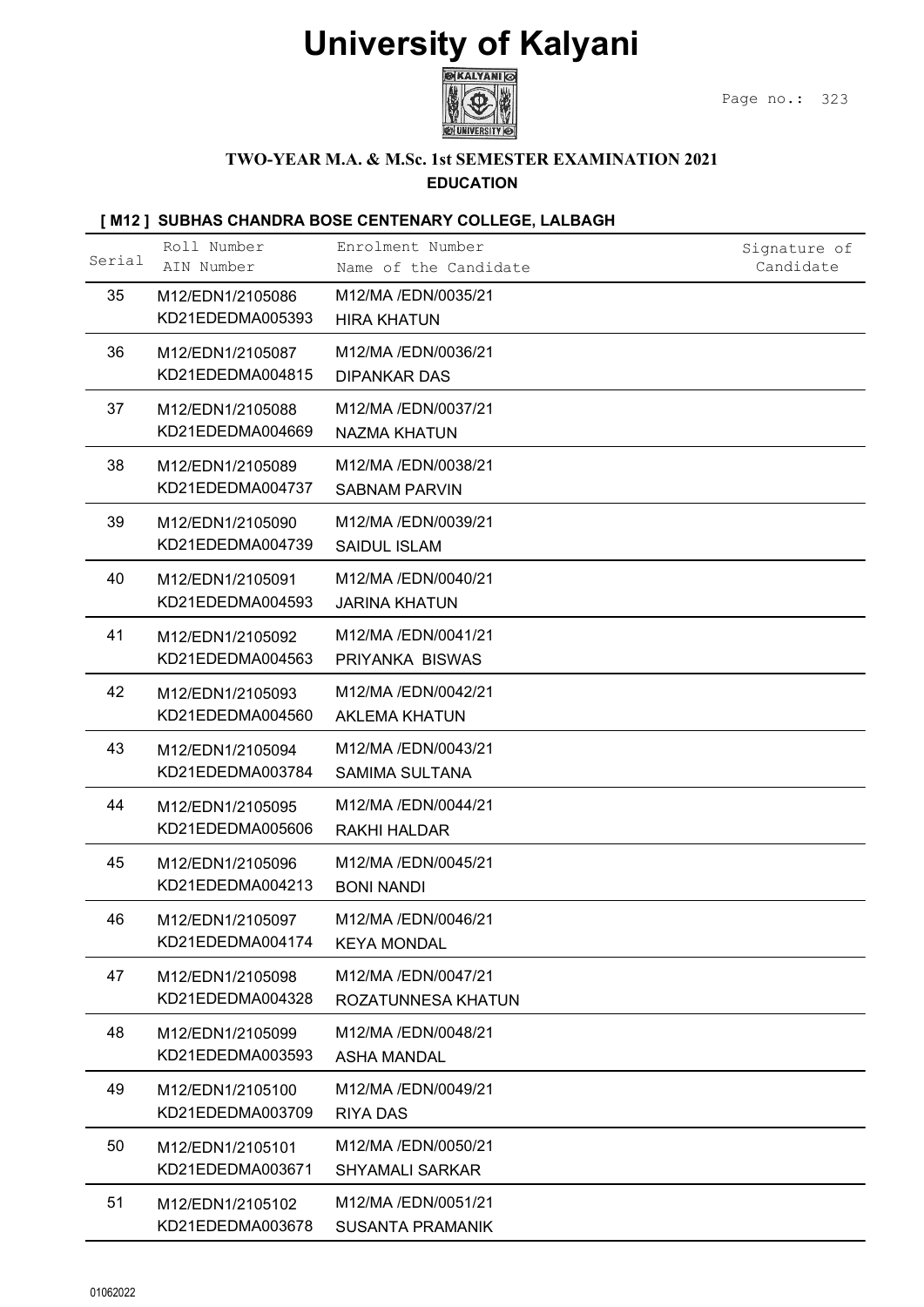# University of Kalyani

**TWO-YEAR M.A. & M.Sc. 1st SEMESTER EXAMINATION 2021**

**EDUCATION**

**[ M12 ] SUBHAS CHANDRA BOSE CENTENARY COLLEGE, LALBAGH**

| Serial | Roll Number / AIN Number | Enrolment Number / Name of the Candidate | Signature of Candidate |
|---|---|---|---|
| 35 | M12/EDN1/2105086 KD21EDEDMA005393 | M12/MA /EDN/0035/21 HIRA KHATUN | |
| 36 | M12/EDN1/2105087 KD21EDEDMA004815 | M12/MA /EDN/0036/21 DIPANKAR DAS | |
| 37 | M12/EDN1/2105088 KD21EDEDMA004669 | M12/MA /EDN/0037/21 NAZMA KHATUN | |
| 38 | M12/EDN1/2105089 KD21EDEDMA004737 | M12/MA /EDN/0038/21 SABNAM PARVIN | |
| 39 | M12/EDN1/2105090 KD21EDEDMA004739 | M12/MA /EDN/0039/21 SAIDUL ISLAM | |
| 40 | M12/EDN1/2105091 KD21EDEDMA004593 | M12/MA /EDN/0040/21 JARINA KHATUN | |
| 41 | M12/EDN1/2105092 KD21EDEDMA004563 | M12/MA /EDN/0041/21 PRIYANKA BISWAS | |
| 42 | M12/EDN1/2105093 KD21EDEDMA004560 | M12/MA /EDN/0042/21 AKLEMA KHATUN | |
| 43 | M12/EDN1/2105094 KD21EDEDMA003784 | M12/MA /EDN/0043/21 SAMIMA SULTANA | |
| 44 | M12/EDN1/2105095 KD21EDEDMA005606 | M12/MA /EDN/0044/21 RAKHI HALDAR | |
| 45 | M12/EDN1/2105096 KD21EDEDMA004213 | M12/MA /EDN/0045/21 BONI NANDI | |
| 46 | M12/EDN1/2105097 KD21EDEDMA004174 | M12/MA /EDN/0046/21 KEYA MONDAL | |
| 47 | M12/EDN1/2105098 KD21EDEDMA004328 | M12/MA /EDN/0047/21 ROZATUNNESA KHATUN | |
| 48 | M12/EDN1/2105099 KD21EDEDMA003593 | M12/MA /EDN/0048/21 ASHA MANDAL | |
| 49 | M12/EDN1/2105100 KD21EDEDMA003709 | M12/MA /EDN/0049/21 RIYA DAS | |
| 50 | M12/EDN1/2105101 KD21EDEDMA003671 | M12/MA /EDN/0050/21 SHYAMALI SARKAR | |
| 51 | M12/EDN1/2105102 KD21EDEDMA003678 | M12/MA /EDN/0051/21 SUSANTA PRAMANIK | |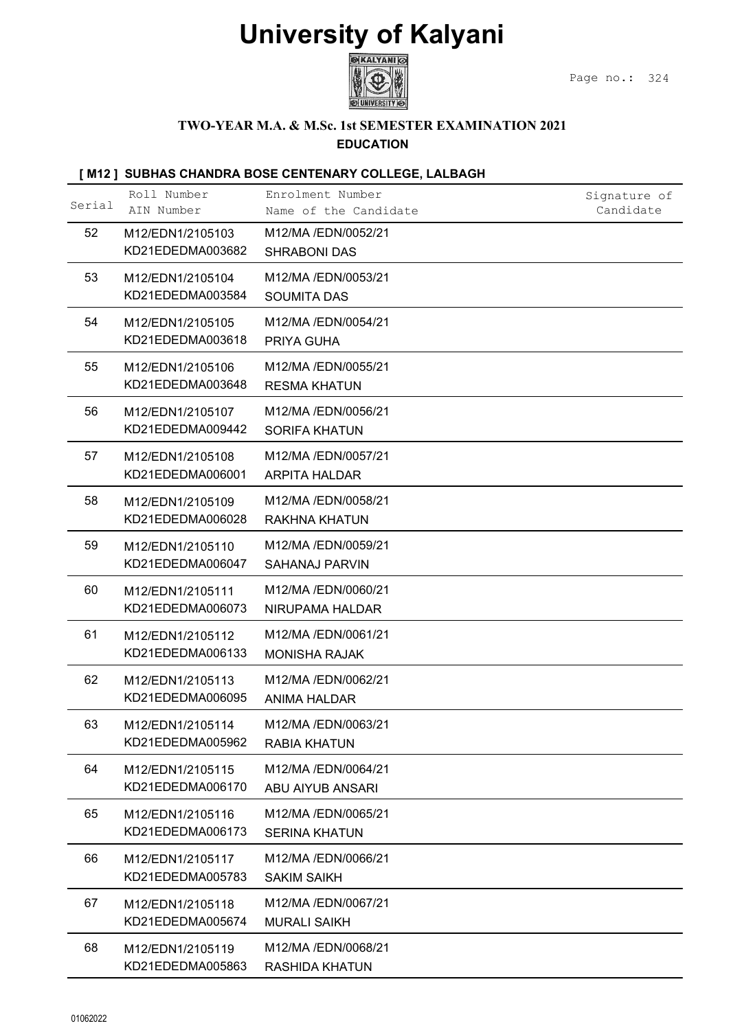# University of Kalyani

**TWO-YEAR M.A. & M.Sc. 1st SEMESTER EXAMINATION 2021**

**EDUCATION**

### [ M12 ] SUBHAS CHANDRA BOSE CENTENARY COLLEGE, LALBAGH

| Serial | Roll Number<br>AIN Number | Enrolment Number<br>Name of the Candidate | Signature of Candidate |
|---|---|---|---|
| 52 | M12/EDN1/2105103<br>KD21EDEDMA003682 | M12/MA /EDN/0052/21<br>SHRABONI DAS | |
| 53 | M12/EDN1/2105104<br>KD21EDEDMA003584 | M12/MA /EDN/0053/21<br>SOUMITA DAS | |
| 54 | M12/EDN1/2105105<br>KD21EDEDMA003618 | M12/MA /EDN/0054/21<br>PRIYA GUHA | |
| 55 | M12/EDN1/2105106<br>KD21EDEDMA003648 | M12/MA /EDN/0055/21<br>RESMA KHATUN | |
| 56 | M12/EDN1/2105107<br>KD21EDEDMA009442 | M12/MA /EDN/0056/21<br>SORIFA KHATUN | |
| 57 | M12/EDN1/2105108<br>KD21EDEDMA006001 | M12/MA /EDN/0057/21<br>ARPITA HALDAR | |
| 58 | M12/EDN1/2105109<br>KD21EDEDMA006028 | M12/MA /EDN/0058/21<br>RAKHNA KHATUN | |
| 59 | M12/EDN1/2105110<br>KD21EDEDMA006047 | M12/MA /EDN/0059/21<br>SAHANAJ PARVIN | |
| 60 | M12/EDN1/2105111<br>KD21EDEDMA006073 | M12/MA /EDN/0060/21<br>NIRUPAMA HALDAR | |
| 61 | M12/EDN1/2105112<br>KD21EDEDMA006133 | M12/MA /EDN/0061/21<br>MONISHA RAJAK | |
| 62 | M12/EDN1/2105113<br>KD21EDEDMA006095 | M12/MA /EDN/0062/21<br>ANIMA HALDAR | |
| 63 | M12/EDN1/2105114<br>KD21EDEDMA005962 | M12/MA /EDN/0063/21<br>RABIA KHATUN | |
| 64 | M12/EDN1/2105115<br>KD21EDEDMA006170 | M12/MA /EDN/0064/21<br>ABU AIYUB ANSARI | |
| 65 | M12/EDN1/2105116<br>KD21EDEDMA006173 | M12/MA /EDN/0065/21<br>SERINA KHATUN | |
| 66 | M12/EDN1/2105117<br>KD21EDEDMA005783 | M12/MA /EDN/0066/21<br>SAKIM SAIKH | |
| 67 | M12/EDN1/2105118<br>KD21EDEDMA005674 | M12/MA /EDN/0067/21<br>MURALI SAIKH | |
| 68 | M12/EDN1/2105119<br>KD21EDEDMA005863 | M12/MA /EDN/0068/21<br>RASHIDA KHATUN | |

01062022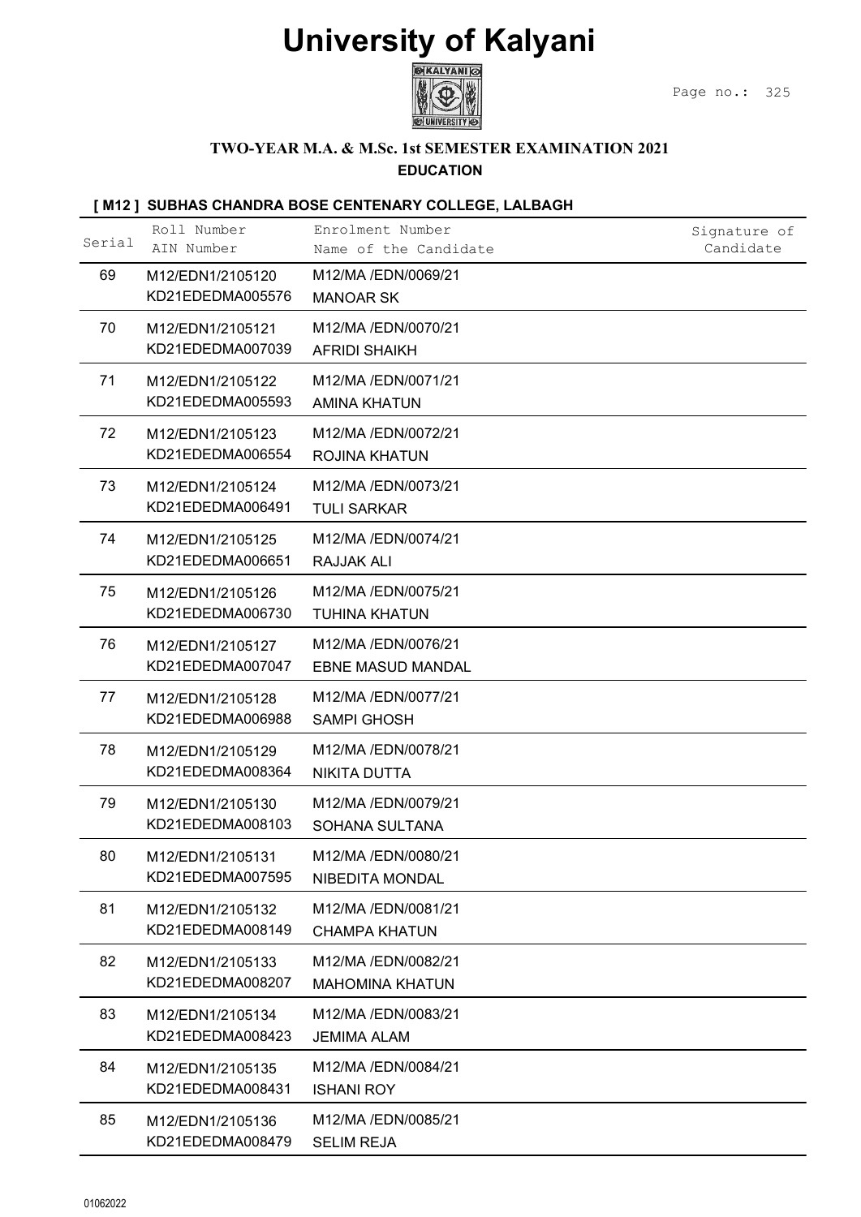# University of Kalyani

### TWO-YEAR M.A. & M.Sc. 1st SEMESTER EXAMINATION 2021

**EDUCATION**

**[ M12 ] SUBHAS CHANDRA BOSE CENTENARY COLLEGE, LALBAGH**

| Serial | Roll Number<br>AIN Number | Enrolment Number<br>Name of the Candidate | Signature of Candidate |
|---|---|---|---|
| 69 | M12/EDN1/2105120<br>KD21EDEDMA005576 | M12/MA /EDN/0069/21<br>MANOAR SK | |
| 70 | M12/EDN1/2105121<br>KD21EDEDMA007039 | M12/MA /EDN/0070/21<br>AFRIDI SHAIKH | |
| 71 | M12/EDN1/2105122<br>KD21EDEDMA005593 | M12/MA /EDN/0071/21<br>AMINA KHATUN | |
| 72 | M12/EDN1/2105123<br>KD21EDEDMA006554 | M12/MA /EDN/0072/21<br>ROJINA KHATUN | |
| 73 | M12/EDN1/2105124<br>KD21EDEDMA006491 | M12/MA /EDN/0073/21<br>TULI SARKAR | |
| 74 | M12/EDN1/2105125<br>KD21EDEDMA006651 | M12/MA /EDN/0074/21<br>RAJJAK ALI | |
| 75 | M12/EDN1/2105126<br>KD21EDEDMA006730 | M12/MA /EDN/0075/21<br>TUHINA KHATUN | |
| 76 | M12/EDN1/2105127<br>KD21EDEDMA007047 | M12/MA /EDN/0076/21<br>EBNE MASUD MANDAL | |
| 77 | M12/EDN1/2105128<br>KD21EDEDMA006988 | M12/MA /EDN/0077/21<br>SAMPI GHOSH | |
| 78 | M12/EDN1/2105129<br>KD21EDEDMA008364 | M12/MA /EDN/0078/21<br>NIKITA DUTTA | |
| 79 | M12/EDN1/2105130<br>KD21EDEDMA008103 | M12/MA /EDN/0079/21<br>SOHANA SULTANA | |
| 80 | M12/EDN1/2105131<br>KD21EDEDMA007595 | M12/MA /EDN/0080/21<br>NIBEDITA MONDAL | |
| 81 | M12/EDN1/2105132<br>KD21EDEDMA008149 | M12/MA /EDN/0081/21<br>CHAMPA KHATUN | |
| 82 | M12/EDN1/2105133<br>KD21EDEDMA008207 | M12/MA /EDN/0082/21<br>MAHOMINA KHATUN | |
| 83 | M12/EDN1/2105134<br>KD21EDEDMA008423 | M12/MA /EDN/0083/21<br>JEMIMA ALAM | |
| 84 | M12/EDN1/2105135<br>KD21EDEDMA008431 | M12/MA /EDN/0084/21<br>ISHANI ROY | |
| 85 | M12/EDN1/2105136<br>KD21EDEDMA008479 | M12/MA /EDN/0085/21<br>SELIM REJA | |

01062022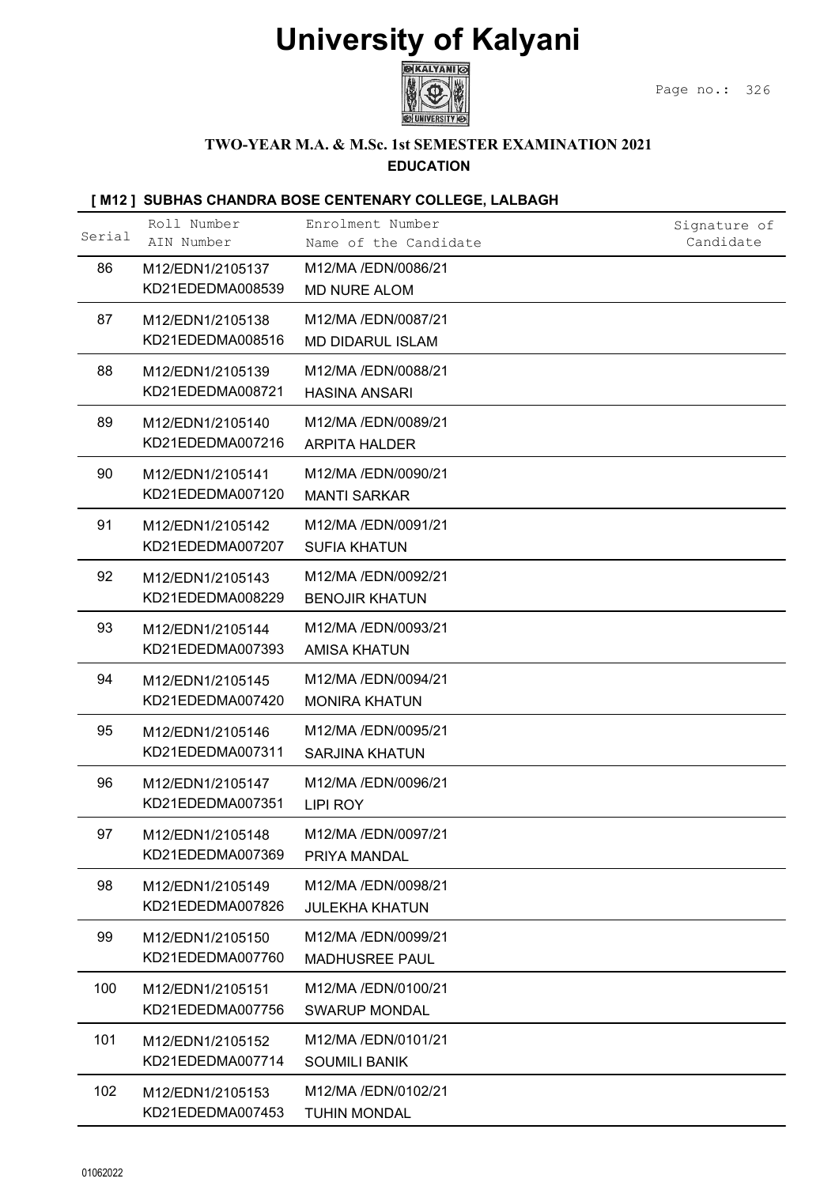# University of Kalyani

**TWO-YEAR M.A. & M.Sc. 1st SEMESTER EXAMINATION 2021**

**EDUCATION**

**[ M12 ] SUBHAS CHANDRA BOSE CENTENARY COLLEGE, LALBAGH**

| Serial | Roll Number<br>AIN Number | Enrolment Number<br>Name of the Candidate | Signature of Candidate |
|---|---|---|---|
| 86 | M12/EDN1/2105137<br>KD21EDEDMA008539 | M12/MA /EDN/0086/21<br>MD NURE ALOM | |
| 87 | M12/EDN1/2105138<br>KD21EDEDMA008516 | M12/MA /EDN/0087/21<br>MD DIDARUL ISLAM | |
| 88 | M12/EDN1/2105139<br>KD21EDEDMA008721 | M12/MA /EDN/0088/21<br>HASINA ANSARI | |
| 89 | M12/EDN1/2105140<br>KD21EDEDMA007216 | M12/MA /EDN/0089/21<br>ARPITA HALDER | |
| 90 | M12/EDN1/2105141<br>KD21EDEDMA007120 | M12/MA /EDN/0090/21<br>MANTI SARKAR | |
| 91 | M12/EDN1/2105142<br>KD21EDEDMA007207 | M12/MA /EDN/0091/21<br>SUFIA KHATUN | |
| 92 | M12/EDN1/2105143<br>KD21EDEDMA008229 | M12/MA /EDN/0092/21<br>BENOJIR KHATUN | |
| 93 | M12/EDN1/2105144<br>KD21EDEDMA007393 | M12/MA /EDN/0093/21<br>AMISA KHATUN | |
| 94 | M12/EDN1/2105145<br>KD21EDEDMA007420 | M12/MA /EDN/0094/21<br>MONIRA KHATUN | |
| 95 | M12/EDN1/2105146<br>KD21EDEDMA007311 | M12/MA /EDN/0095/21<br>SARJINA KHATUN | |
| 96 | M12/EDN1/2105147<br>KD21EDEDMA007351 | M12/MA /EDN/0096/21<br>LIPI ROY | |
| 97 | M12/EDN1/2105148<br>KD21EDEDMA007369 | M12/MA /EDN/0097/21<br>PRIYA MANDAL | |
| 98 | M12/EDN1/2105149<br>KD21EDEDMA007826 | M12/MA /EDN/0098/21<br>JULEKHA KHATUN | |
| 99 | M12/EDN1/2105150<br>KD21EDEDMA007760 | M12/MA /EDN/0099/21<br>MADHUSREE PAUL | |
| 100 | M12/EDN1/2105151<br>KD21EDEDMA007756 | M12/MA /EDN/0100/21<br>SWARUP MONDAL | |
| 101 | M12/EDN1/2105152<br>KD21EDEDMA007714 | M12/MA /EDN/0101/21<br>SOUMILI BANIK | |
| 102 | M12/EDN1/2105153<br>KD21EDEDMA007453 | M12/MA /EDN/0102/21<br>TUHIN MONDAL | |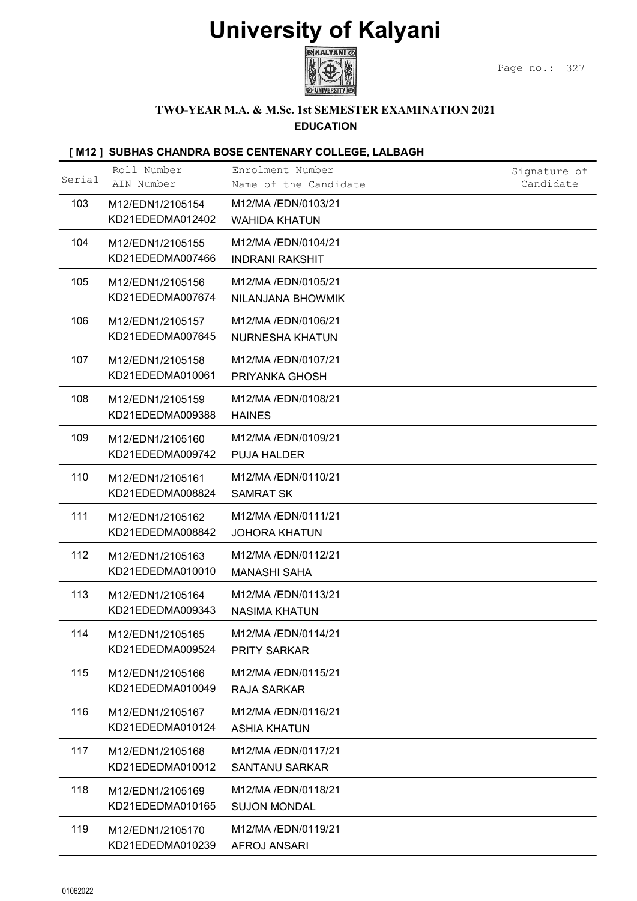# University of Kalyani

## TWO-YEAR M.A. & M.Sc. 1st SEMESTER EXAMINATION 2021

### EDUCATION

#### [ M12 ] SUBHAS CHANDRA BOSE CENTENARY COLLEGE, LALBAGH

| Serial | Roll Number<br>AIN Number | Enrolment Number<br>Name of the Candidate | Signature of Candidate |
|---|---|---|---|
| 103 | M12/EDN1/2105154<br>KD21EDEDMA012402 | M12/MA /EDN/0103/21<br>WAHIDA KHATUN | |
| 104 | M12/EDN1/2105155<br>KD21EDEDMA007466 | M12/MA /EDN/0104/21<br>INDRANI RAKSHIT | |
| 105 | M12/EDN1/2105156<br>KD21EDEDMA007674 | M12/MA /EDN/0105/21<br>NILANJANA BHOWMIK | |
| 106 | M12/EDN1/2105157<br>KD21EDEDMA007645 | M12/MA /EDN/0106/21<br>NURNESHA KHATUN | |
| 107 | M12/EDN1/2105158<br>KD21EDEDMA010061 | M12/MA /EDN/0107/21<br>PRIYANKA GHOSH | |
| 108 | M12/EDN1/2105159<br>KD21EDEDMA009388 | M12/MA /EDN/0108/21<br>HAINES | |
| 109 | M12/EDN1/2105160<br>KD21EDEDMA009742 | M12/MA /EDN/0109/21<br>PUJA HALDER | |
| 110 | M12/EDN1/2105161<br>KD21EDEDMA008824 | M12/MA /EDN/0110/21<br>SAMRAT SK | |
| 111 | M12/EDN1/2105162<br>KD21EDEDMA008842 | M12/MA /EDN/0111/21<br>JOHORA KHATUN | |
| 112 | M12/EDN1/2105163<br>KD21EDEDMA010010 | M12/MA /EDN/0112/21<br>MANASHI SAHA | |
| 113 | M12/EDN1/2105164<br>KD21EDEDMA009343 | M12/MA /EDN/0113/21<br>NASIMA KHATUN | |
| 114 | M12/EDN1/2105165<br>KD21EDEDMA009524 | M12/MA /EDN/0114/21<br>PRITY SARKAR | |
| 115 | M12/EDN1/2105166<br>KD21EDEDMA010049 | M12/MA /EDN/0115/21<br>RAJA SARKAR | |
| 116 | M12/EDN1/2105167<br>KD21EDEDMA010124 | M12/MA /EDN/0116/21<br>ASHIA KHATUN | |
| 117 | M12/EDN1/2105168<br>KD21EDEDMA010012 | M12/MA /EDN/0117/21<br>SANTANU SARKAR | |
| 118 | M12/EDN1/2105169<br>KD21EDEDMA010165 | M12/MA /EDN/0118/21<br>SUJON MONDAL | |
| 119 | M12/EDN1/2105170<br>KD21EDEDMA010239 | M12/MA /EDN/0119/21<br>AFROJ ANSARI | |

01062022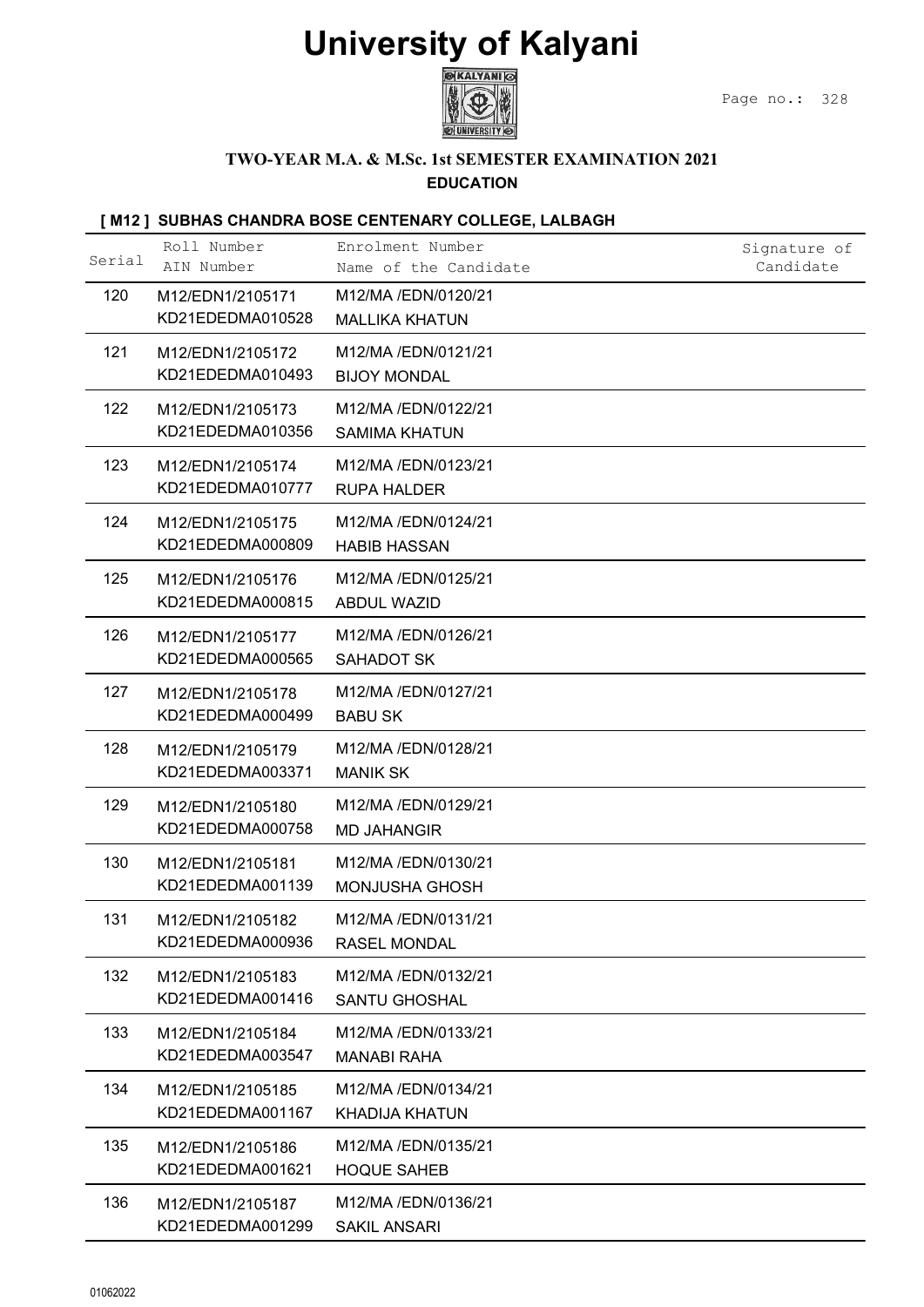# University of Kalyani

## TWO-YEAR M.A. & M.Sc. 1st SEMESTER EXAMINATION 2021
## EDUCATION

### [ M12 ] SUBHAS CHANDRA BOSE CENTENARY COLLEGE, LALBAGH

| Serial | Roll Number / AIN Number | Enrolment Number / Name of the Candidate | Signature of Candidate |
|---|---|---|---|
| 120 | M12/EDN1/2105171<br>KD21EDEDMA010528 | M12/MA /EDN/0120/21<br>MALLIKA KHATUN | |
| 121 | M12/EDN1/2105172<br>KD21EDEDMA010493 | M12/MA /EDN/0121/21<br>BIJOY MONDAL | |
| 122 | M12/EDN1/2105173<br>KD21EDEDMA010356 | M12/MA /EDN/0122/21<br>SAMIMA KHATUN | |
| 123 | M12/EDN1/2105174<br>KD21EDEDMA010777 | M12/MA /EDN/0123/21<br>RUPA HALDER | |
| 124 | M12/EDN1/2105175<br>KD21EDEDMA000809 | M12/MA /EDN/0124/21<br>HABIB HASSAN | |
| 125 | M12/EDN1/2105176<br>KD21EDEDMA000815 | M12/MA /EDN/0125/21<br>ABDUL WAZID | |
| 126 | M12/EDN1/2105177<br>KD21EDEDMA000565 | M12/MA /EDN/0126/21<br>SAHADOT SK | |
| 127 | M12/EDN1/2105178<br>KD21EDEDMA000499 | M12/MA /EDN/0127/21<br>BABU SK | |
| 128 | M12/EDN1/2105179<br>KD21EDEDMA003371 | M12/MA /EDN/0128/21<br>MANIK SK | |
| 129 | M12/EDN1/2105180<br>KD21EDEDMA000758 | M12/MA /EDN/0129/21<br>MD JAHANGIR | |
| 130 | M12/EDN1/2105181<br>KD21EDEDMA001139 | M12/MA /EDN/0130/21<br>MONJUSHA GHOSH | |
| 131 | M12/EDN1/2105182<br>KD21EDEDMA000936 | M12/MA /EDN/0131/21<br>RASEL MONDAL | |
| 132 | M12/EDN1/2105183<br>KD21EDEDMA001416 | M12/MA /EDN/0132/21<br>SANTU GHOSHAL | |
| 133 | M12/EDN1/2105184<br>KD21EDEDMA003547 | M12/MA /EDN/0133/21<br>MANABI RAHA | |
| 134 | M12/EDN1/2105185<br>KD21EDEDMA001167 | M12/MA /EDN/0134/21<br>KHADIJA KHATUN | |
| 135 | M12/EDN1/2105186<br>KD21EDEDMA001621 | M12/MA /EDN/0135/21<br>HOQUE SAHEB | |
| 136 | M12/EDN1/2105187<br>KD21EDEDMA001299 | M12/MA /EDN/0136/21<br>SAKIL ANSARI | |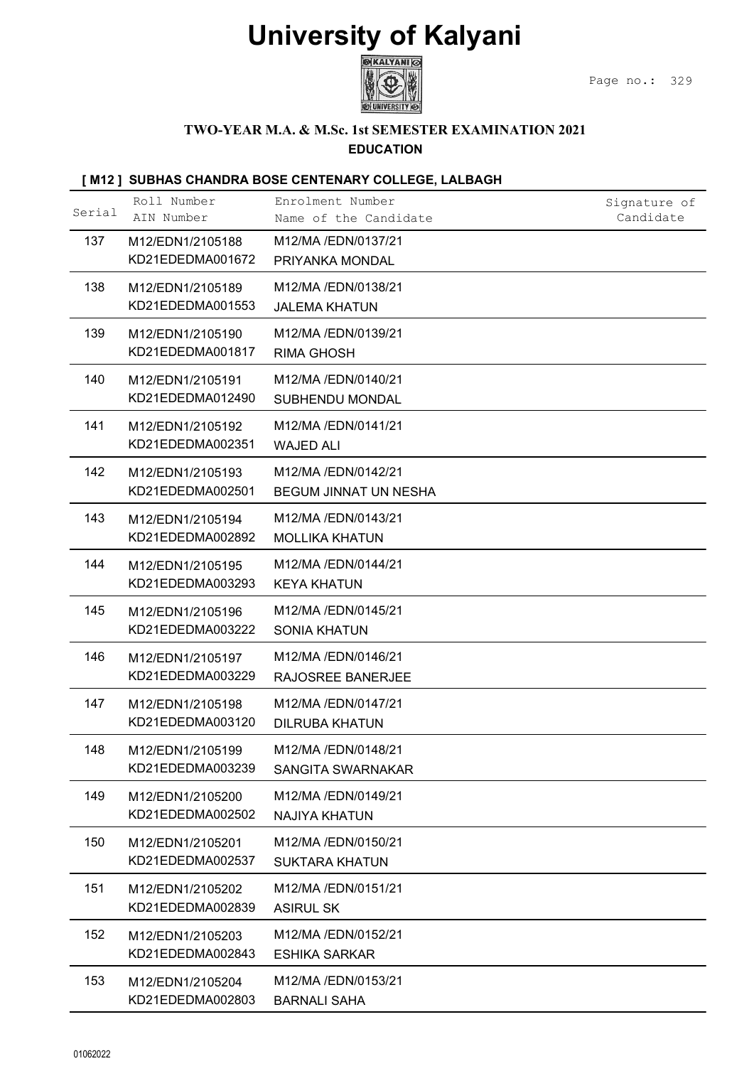# University of Kalyani

### TWO-YEAR M.A. & M.Sc. 1st SEMESTER EXAMINATION 2021

**EDUCATION**

**[ M12 ] SUBHAS CHANDRA BOSE CENTENARY COLLEGE, LALBAGH**

| Serial | Roll Number<br>AIN Number | Enrolment Number<br>Name of the Candidate | Signature of Candidate |
|---|---|---|---|
| 137 | M12/EDN1/2105188<br>KD21EDEDMA001672 | M12/MA /EDN/0137/21<br>PRIYANKA MONDAL | |
| 138 | M12/EDN1/2105189<br>KD21EDEDMA001553 | M12/MA /EDN/0138/21<br>JALEMA KHATUN | |
| 139 | M12/EDN1/2105190<br>KD21EDEDMA001817 | M12/MA /EDN/0139/21<br>RIMA GHOSH | |
| 140 | M12/EDN1/2105191<br>KD21EDEDMA012490 | M12/MA /EDN/0140/21<br>SUBHENDU MONDAL | |
| 141 | M12/EDN1/2105192<br>KD21EDEDMA002351 | M12/MA /EDN/0141/21<br>WAJED ALI | |
| 142 | M12/EDN1/2105193<br>KD21EDEDMA002501 | M12/MA /EDN/0142/21<br>BEGUM JINNAT UN NESHA | |
| 143 | M12/EDN1/2105194<br>KD21EDEDMA002892 | M12/MA /EDN/0143/21<br>MOLLIKA KHATUN | |
| 144 | M12/EDN1/2105195<br>KD21EDEDMA003293 | M12/MA /EDN/0144/21<br>KEYA KHATUN | |
| 145 | M12/EDN1/2105196<br>KD21EDEDMA003222 | M12/MA /EDN/0145/21<br>SONIA KHATUN | |
| 146 | M12/EDN1/2105197<br>KD21EDEDMA003229 | M12/MA /EDN/0146/21<br>RAJOSREE BANERJEE | |
| 147 | M12/EDN1/2105198<br>KD21EDEDMA003120 | M12/MA /EDN/0147/21<br>DILRUBA KHATUN | |
| 148 | M12/EDN1/2105199<br>KD21EDEDMA003239 | M12/MA /EDN/0148/21<br>SANGITA SWARNAKAR | |
| 149 | M12/EDN1/2105200<br>KD21EDEDMA002502 | M12/MA /EDN/0149/21<br>NAJIYA KHATUN | |
| 150 | M12/EDN1/2105201<br>KD21EDEDMA002537 | M12/MA /EDN/0150/21<br>SUKTARA KHATUN | |
| 151 | M12/EDN1/2105202<br>KD21EDEDMA002839 | M12/MA /EDN/0151/21<br>ASIRUL SK | |
| 152 | M12/EDN1/2105203<br>KD21EDEDMA002843 | M12/MA /EDN/0152/21<br>ESHIKA SARKAR | |
| 153 | M12/EDN1/2105204<br>KD21EDEDMA002803 | M12/MA /EDN/0153/21<br>BARNALI SAHA | |

01062022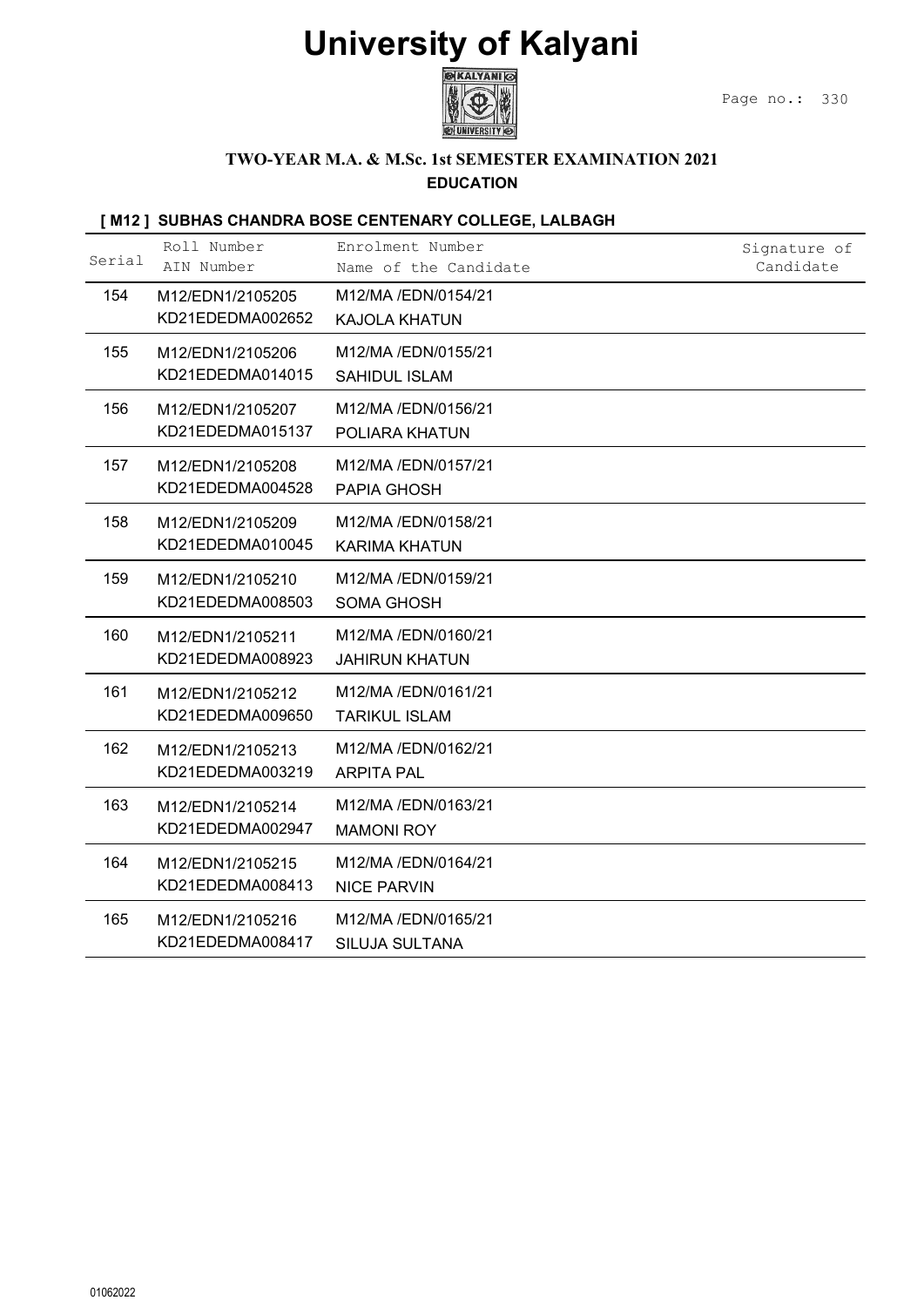# University of Kalyani

## TWO-YEAR M.A. & M.Sc. 1st SEMESTER EXAMINATION 2021

### EDUCATION

#### [ M12 ] SUBHAS CHANDRA BOSE CENTENARY COLLEGE, LALBAGH

| Serial | Roll Number<br>AIN Number | Enrolment Number<br>Name of the Candidate | Signature of Candidate |
|---|---|---|---|
| 154 | M12/EDN1/2105205<br>KD21EDEDMA002652 | M12/MA /EDN/0154/21<br>KAJOLA KHATUN | |
| 155 | M12/EDN1/2105206<br>KD21EDEDMA014015 | M12/MA /EDN/0155/21<br>SAHIDUL ISLAM | |
| 156 | M12/EDN1/2105207<br>KD21EDEDMA015137 | M12/MA /EDN/0156/21<br>POLIARA KHATUN | |
| 157 | M12/EDN1/2105208<br>KD21EDEDMA004528 | M12/MA /EDN/0157/21<br>PAPIA GHOSH | |
| 158 | M12/EDN1/2105209<br>KD21EDEDMA010045 | M12/MA /EDN/0158/21<br>KARIMA KHATUN | |
| 159 | M12/EDN1/2105210<br>KD21EDEDMA008503 | M12/MA /EDN/0159/21<br>SOMA GHOSH | |
| 160 | M12/EDN1/2105211<br>KD21EDEDMA008923 | M12/MA /EDN/0160/21<br>JAHIRUN KHATUN | |
| 161 | M12/EDN1/2105212<br>KD21EDEDMA009650 | M12/MA /EDN/0161/21<br>TARIKUL ISLAM | |
| 162 | M12/EDN1/2105213<br>KD21EDEDMA003219 | M12/MA /EDN/0162/21<br>ARPITA PAL | |
| 163 | M12/EDN1/2105214<br>KD21EDEDMA002947 | M12/MA /EDN/0163/21<br>MAMONI ROY | |
| 164 | M12/EDN1/2105215<br>KD21EDEDMA008413 | M12/MA /EDN/0164/21<br>NICE PARVIN | |
| 165 | M12/EDN1/2105216<br>KD21EDEDMA008417 | M12/MA /EDN/0165/21<br>SILUJA SULTANA | |

01062022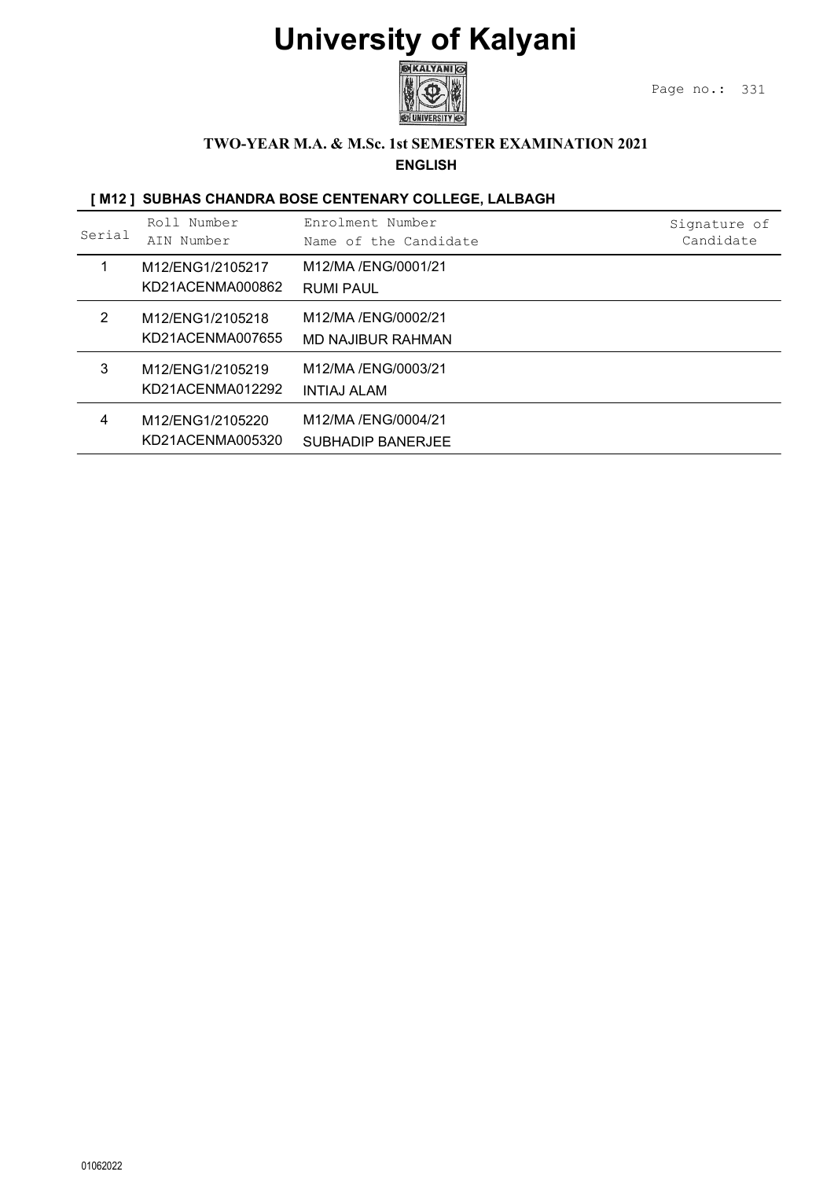# University of Kalyani

### TWO-YEAR M.A. & M.Sc. 1st SEMESTER EXAMINATION 2021

**ENGLISH**

**[ M12 ] SUBHAS CHANDRA BOSE CENTENARY COLLEGE, LALBAGH**

| Serial | Roll Number<br>AIN Number | Enrolment Number<br>Name of the Candidate | Signature of Candidate |
|---|---|---|---|
| 1 | M12/ENG1/2105217<br>KD21ACENMA000862 | M12/MA /ENG/0001/21<br>RUMI PAUL | |
| 2 | M12/ENG1/2105218<br>KD21ACENMA007655 | M12/MA /ENG/0002/21<br>MD NAJIBUR RAHMAN | |
| 3 | M12/ENG1/2105219<br>KD21ACENMA012292 | M12/MA /ENG/0003/21<br>INTIAJ ALAM | |
| 4 | M12/ENG1/2105220<br>KD21ACENMA005320 | M12/MA /ENG/0004/21<br>SUBHADIP BANERJEE | |

01062022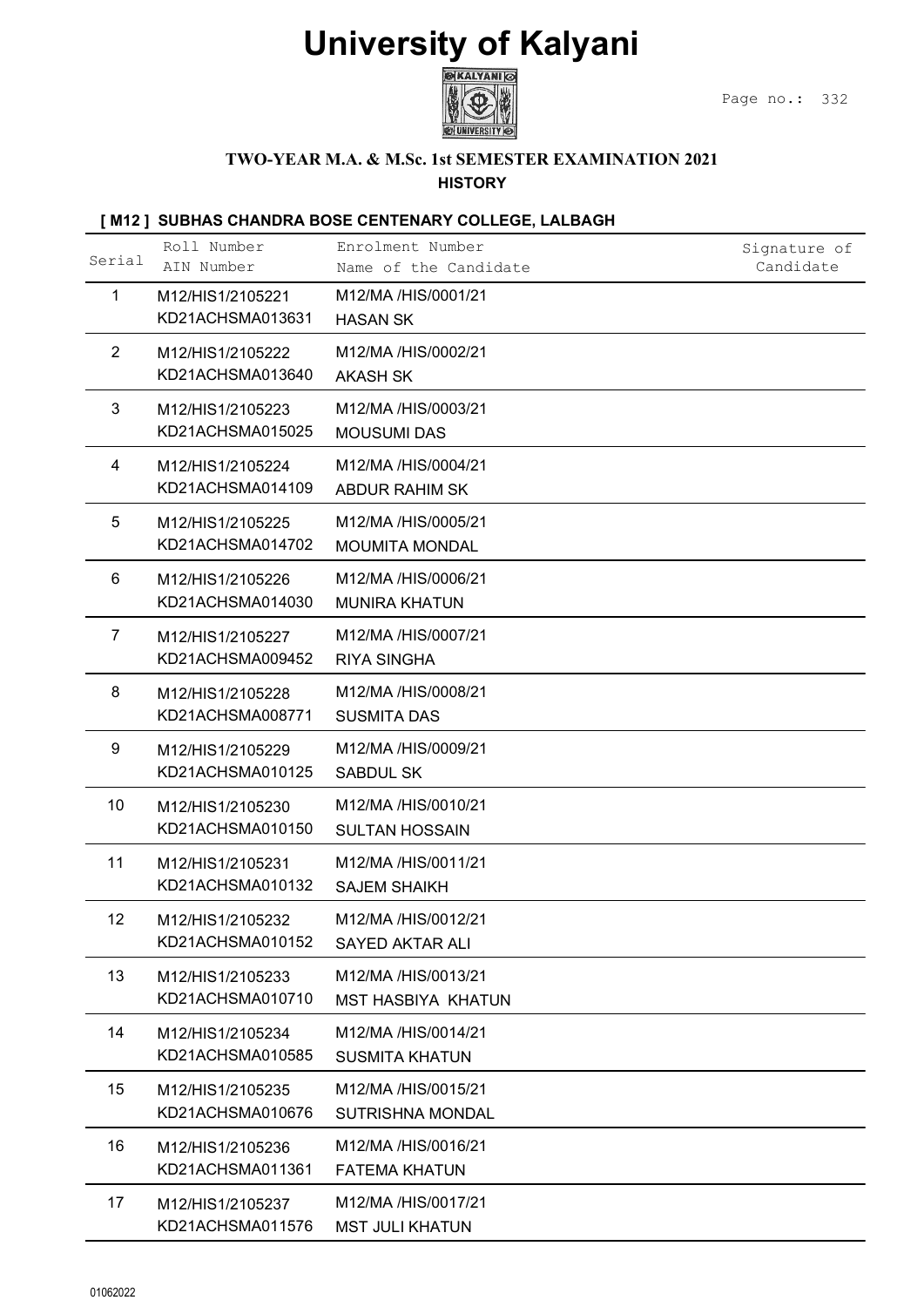# University of Kalyani

**TWO-YEAR M.A. & M.Sc. 1st SEMESTER EXAMINATION 2021**

**HISTORY**

**[ M12 ] SUBHAS CHANDRA BOSE CENTENARY COLLEGE, LALBAGH**

| Serial | Roll Number / AIN Number | Enrolment Number / Name of the Candidate | Signature of Candidate |
|---|---|---|---|
| 1 | M12/HIS1/2105221 KD21ACHSMA013631 | M12/MA /HIS/0001/21 HASAN SK | |
| 2 | M12/HIS1/2105222 KD21ACHSMA013640 | M12/MA /HIS/0002/21 AKASH SK | |
| 3 | M12/HIS1/2105223 KD21ACHSMA015025 | M12/MA /HIS/0003/21 MOUSUMI DAS | |
| 4 | M12/HIS1/2105224 KD21ACHSMA014109 | M12/MA /HIS/0004/21 ABDUR RAHIM SK | |
| 5 | M12/HIS1/2105225 KD21ACHSMA014702 | M12/MA /HIS/0005/21 MOUMITA MONDAL | |
| 6 | M12/HIS1/2105226 KD21ACHSMA014030 | M12/MA /HIS/0006/21 MUNIRA KHATUN | |
| 7 | M12/HIS1/2105227 KD21ACHSMA009452 | M12/MA /HIS/0007/21 RIYA SINGHA | |
| 8 | M12/HIS1/2105228 KD21ACHSMA008771 | M12/MA /HIS/0008/21 SUSMITA DAS | |
| 9 | M12/HIS1/2105229 KD21ACHSMA010125 | M12/MA /HIS/0009/21 SABDUL SK | |
| 10 | M12/HIS1/2105230 KD21ACHSMA010150 | M12/MA /HIS/0010/21 SULTAN HOSSAIN | |
| 11 | M12/HIS1/2105231 KD21ACHSMA010132 | M12/MA /HIS/0011/21 SAJEM SHAIKH | |
| 12 | M12/HIS1/2105232 KD21ACHSMA010152 | M12/MA /HIS/0012/21 SAYED AKTAR ALI | |
| 13 | M12/HIS1/2105233 KD21ACHSMA010710 | M12/MA /HIS/0013/21 MST HASBIYA KHATUN | |
| 14 | M12/HIS1/2105234 KD21ACHSMA010585 | M12/MA /HIS/0014/21 SUSMITA KHATUN | |
| 15 | M12/HIS1/2105235 KD21ACHSMA010676 | M12/MA /HIS/0015/21 SUTRISHNA MONDAL | |
| 16 | M12/HIS1/2105236 KD21ACHSMA011361 | M12/MA /HIS/0016/21 FATEMA KHATUN | |
| 17 | M12/HIS1/2105237 KD21ACHSMA011576 | M12/MA /HIS/0017/21 MST JULI KHATUN | |

01062022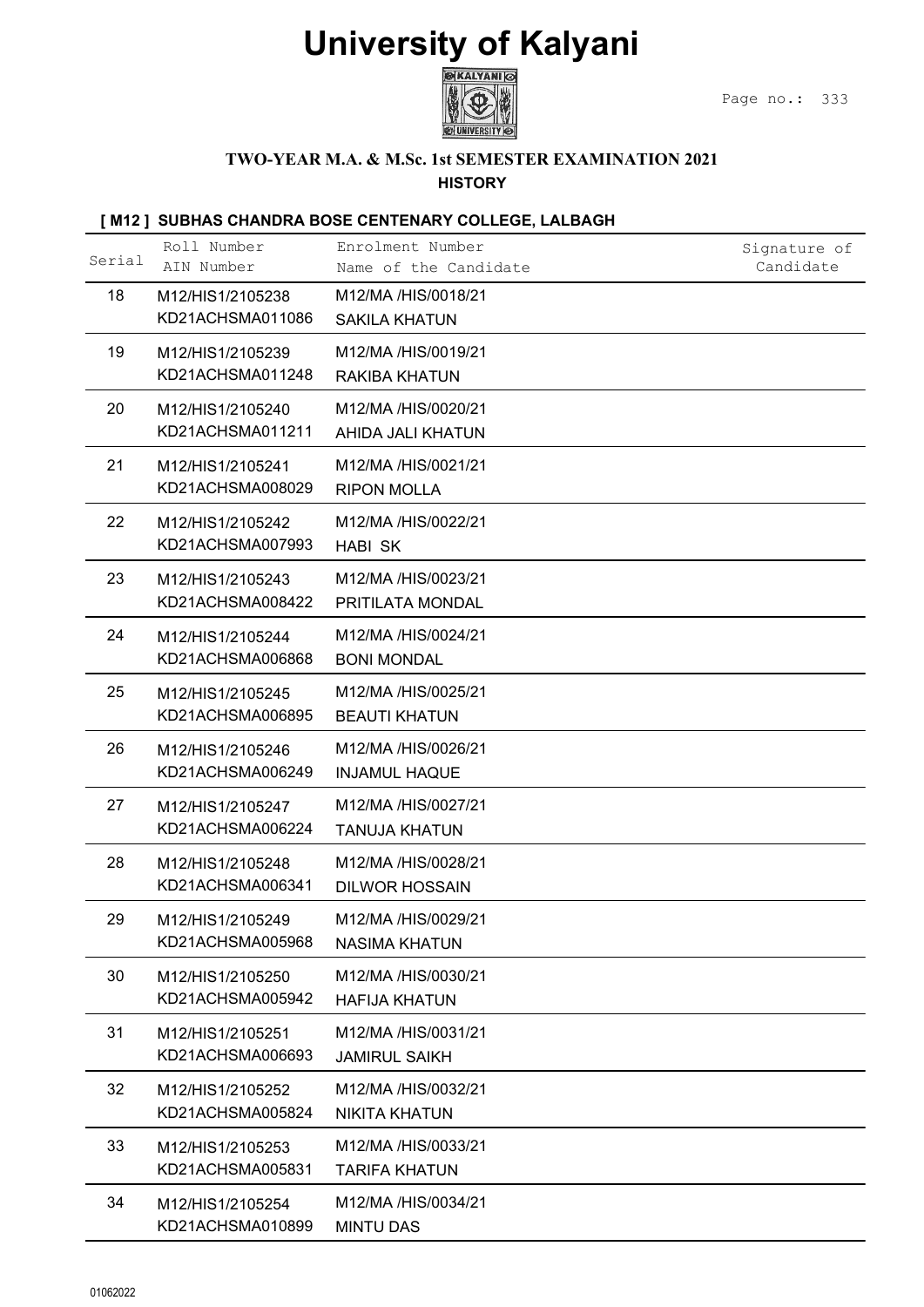# University of Kalyani

### TWO-YEAR M.A. & M.Sc. 1st SEMESTER EXAMINATION 2021

**HISTORY**

**[ M12 ] SUBHAS CHANDRA BOSE CENTENARY COLLEGE, LALBAGH**

| Serial | Roll Number / AIN Number | Enrolment Number / Name of the Candidate | Signature of Candidate |
|---|---|---|---|
| 18 | M12/HIS1/2105238<br>KD21ACHSMA011086 | M12/MA /HIS/0018/21<br>SAKILA KHATUN | |
| 19 | M12/HIS1/2105239<br>KD21ACHSMA011248 | M12/MA /HIS/0019/21<br>RAKIBA KHATUN | |
| 20 | M12/HIS1/2105240<br>KD21ACHSMA011211 | M12/MA /HIS/0020/21<br>AHIDA JALI KHATUN | |
| 21 | M12/HIS1/2105241<br>KD21ACHSMA008029 | M12/MA /HIS/0021/21<br>RIPON MOLLA | |
| 22 | M12/HIS1/2105242<br>KD21ACHSMA007993 | M12/MA /HIS/0022/21<br>HABI SK | |
| 23 | M12/HIS1/2105243<br>KD21ACHSMA008422 | M12/MA /HIS/0023/21<br>PRITILATA MONDAL | |
| 24 | M12/HIS1/2105244<br>KD21ACHSMA006868 | M12/MA /HIS/0024/21<br>BONI MONDAL | |
| 25 | M12/HIS1/2105245<br>KD21ACHSMA006895 | M12/MA /HIS/0025/21<br>BEAUTI KHATUN | |
| 26 | M12/HIS1/2105246<br>KD21ACHSMA006249 | M12/MA /HIS/0026/21<br>INJAMUL HAQUE | |
| 27 | M12/HIS1/2105247<br>KD21ACHSMA006224 | M12/MA /HIS/0027/21<br>TANUJA KHATUN | |
| 28 | M12/HIS1/2105248<br>KD21ACHSMA006341 | M12/MA /HIS/0028/21<br>DILWOR HOSSAIN | |
| 29 | M12/HIS1/2105249<br>KD21ACHSMA005968 | M12/MA /HIS/0029/21<br>NASIMA KHATUN | |
| 30 | M12/HIS1/2105250<br>KD21ACHSMA005942 | M12/MA /HIS/0030/21<br>HAFIJA KHATUN | |
| 31 | M12/HIS1/2105251<br>KD21ACHSMA006693 | M12/MA /HIS/0031/21<br>JAMIRUL SAIKH | |
| 32 | M12/HIS1/2105252<br>KD21ACHSMA005824 | M12/MA /HIS/0032/21<br>NIKITA KHATUN | |
| 33 | M12/HIS1/2105253<br>KD21ACHSMA005831 | M12/MA /HIS/0033/21<br>TARIFA KHATUN | |
| 34 | M12/HIS1/2105254<br>KD21ACHSMA010899 | M12/MA /HIS/0034/21<br>MINTU DAS | |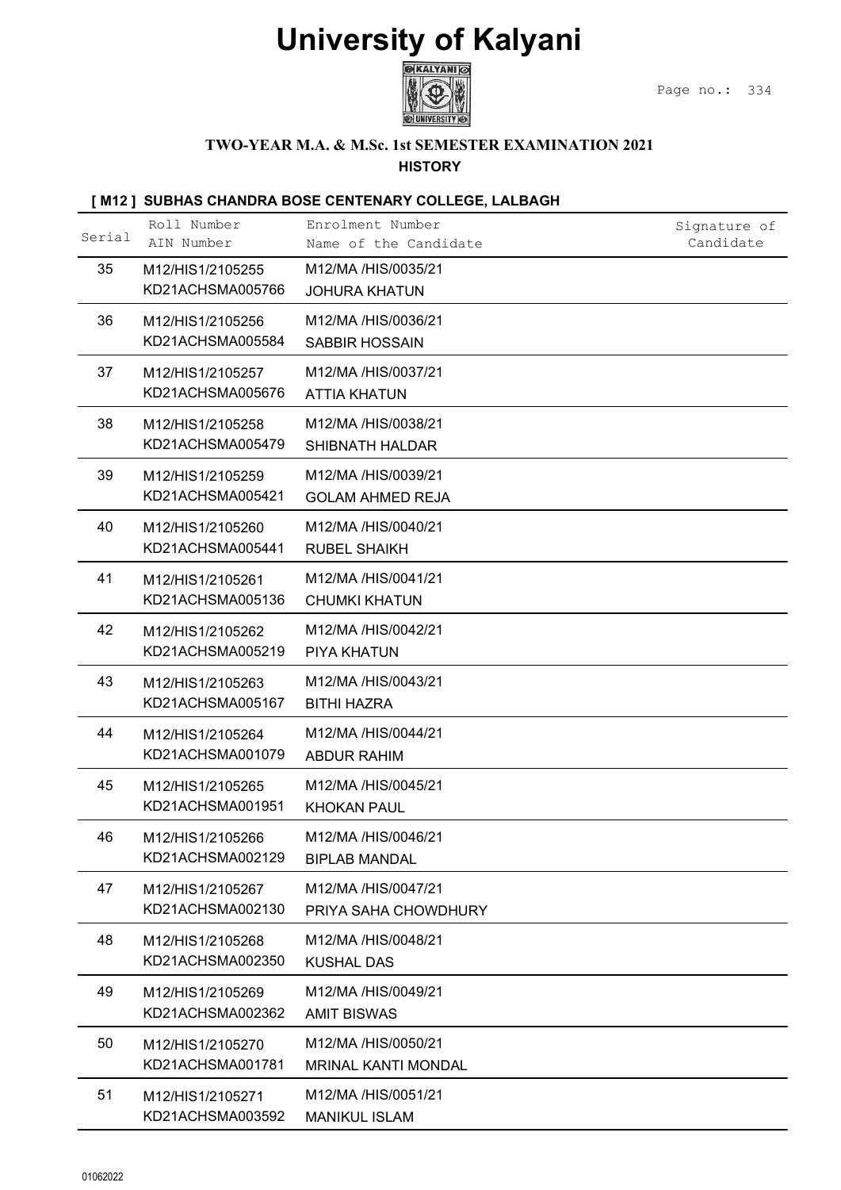# University of Kalyani

### TWO-YEAR M.A. & M.Sc. 1st SEMESTER EXAMINATION 2021
### HISTORY

#### [ M12 ] SUBHAS CHANDRA BOSE CENTENARY COLLEGE, LALBAGH

| Serial | Roll Number / AIN Number | Enrolment Number / Name of the Candidate | Signature of Candidate |
|---|---|---|---|
| 35 | M12/HIS1/2105255<br>KD21ACHSMA005766 | M12/MA /HIS/0035/21<br>JOHURA KHATUN | |
| 36 | M12/HIS1/2105256<br>KD21ACHSMA005584 | M12/MA /HIS/0036/21<br>SABBIR HOSSAIN | |
| 37 | M12/HIS1/2105257<br>KD21ACHSMA005676 | M12/MA /HIS/0037/21<br>ATTIA KHATUN | |
| 38 | M12/HIS1/2105258<br>KD21ACHSMA005479 | M12/MA /HIS/0038/21<br>SHIBNATH HALDAR | |
| 39 | M12/HIS1/2105259<br>KD21ACHSMA005421 | M12/MA /HIS/0039/21<br>GOLAM AHMED REJA | |
| 40 | M12/HIS1/2105260<br>KD21ACHSMA005441 | M12/MA /HIS/0040/21<br>RUBEL SHAIKH | |
| 41 | M12/HIS1/2105261<br>KD21ACHSMA005136 | M12/MA /HIS/0041/21<br>CHUMKI KHATUN | |
| 42 | M12/HIS1/2105262<br>KD21ACHSMA005219 | M12/MA /HIS/0042/21<br>PIYA KHATUN | |
| 43 | M12/HIS1/2105263<br>KD21ACHSMA005167 | M12/MA /HIS/0043/21<br>BITHI HAZRA | |
| 44 | M12/HIS1/2105264<br>KD21ACHSMA001079 | M12/MA /HIS/0044/21<br>ABDUR RAHIM | |
| 45 | M12/HIS1/2105265<br>KD21ACHSMA001951 | M12/MA /HIS/0045/21<br>KHOKAN PAUL | |
| 46 | M12/HIS1/2105266<br>KD21ACHSMA002129 | M12/MA /HIS/0046/21<br>BIPLAB MANDAL | |
| 47 | M12/HIS1/2105267<br>KD21ACHSMA002130 | M12/MA /HIS/0047/21<br>PRIYA SAHA CHOWDHURY | |
| 48 | M12/HIS1/2105268<br>KD21ACHSMA002350 | M12/MA /HIS/0048/21<br>KUSHAL DAS | |
| 49 | M12/HIS1/2105269<br>KD21ACHSMA002362 | M12/MA /HIS/0049/21<br>AMIT BISWAS | |
| 50 | M12/HIS1/2105270<br>KD21ACHSMA001781 | M12/MA /HIS/0050/21<br>MRINAL KANTI MONDAL | |
| 51 | M12/HIS1/2105271<br>KD21ACHSMA003592 | M12/MA /HIS/0051/21<br>MANIKUL ISLAM | |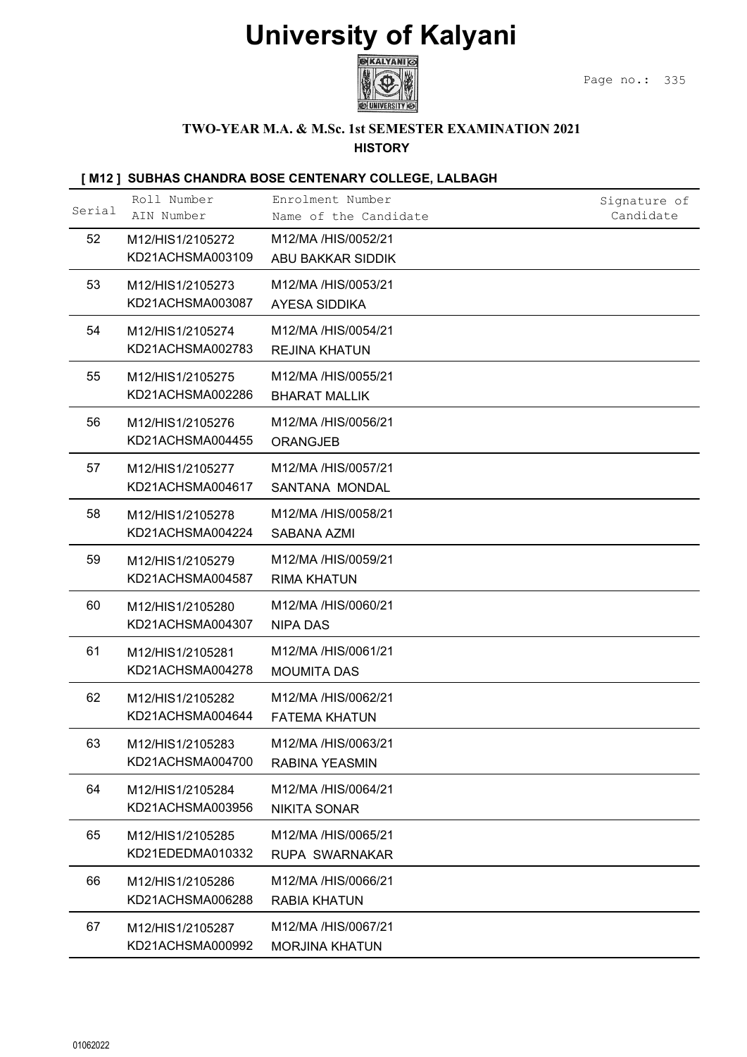# University of Kalyani

**TWO-YEAR M.A. & M.Sc. 1st SEMESTER EXAMINATION 2021**

**HISTORY**

**[ M12 ] SUBHAS CHANDRA BOSE CENTENARY COLLEGE, LALBAGH**

| Serial | Roll Number<br>AIN Number | Enrolment Number<br>Name of the Candidate | Signature of Candidate |
|---|---|---|---|
| 52 | M12/HIS1/2105272<br>KD21ACHSMA003109 | M12/MA /HIS/0052/21<br>ABU BAKKAR SIDDIK | |
| 53 | M12/HIS1/2105273<br>KD21ACHSMA003087 | M12/MA /HIS/0053/21<br>AYESA SIDDIKA | |
| 54 | M12/HIS1/2105274<br>KD21ACHSMA002783 | M12/MA /HIS/0054/21<br>REJINA KHATUN | |
| 55 | M12/HIS1/2105275<br>KD21ACHSMA002286 | M12/MA /HIS/0055/21<br>BHARAT MALLIK | |
| 56 | M12/HIS1/2105276<br>KD21ACHSMA004455 | M12/MA /HIS/0056/21<br>ORANGJEB | |
| 57 | M12/HIS1/2105277<br>KD21ACHSMA004617 | M12/MA /HIS/0057/21<br>SANTANA MONDAL | |
| 58 | M12/HIS1/2105278<br>KD21ACHSMA004224 | M12/MA /HIS/0058/21<br>SABANA AZMI | |
| 59 | M12/HIS1/2105279<br>KD21ACHSMA004587 | M12/MA /HIS/0059/21<br>RIMA KHATUN | |
| 60 | M12/HIS1/2105280<br>KD21ACHSMA004307 | M12/MA /HIS/0060/21<br>NIPA DAS | |
| 61 | M12/HIS1/2105281<br>KD21ACHSMA004278 | M12/MA /HIS/0061/21<br>MOUMITA DAS | |
| 62 | M12/HIS1/2105282<br>KD21ACHSMA004644 | M12/MA /HIS/0062/21<br>FATEMA KHATUN | |
| 63 | M12/HIS1/2105283<br>KD21ACHSMA004700 | M12/MA /HIS/0063/21<br>RABINA YEASMIN | |
| 64 | M12/HIS1/2105284<br>KD21ACHSMA003956 | M12/MA /HIS/0064/21<br>NIKITA SONAR | |
| 65 | M12/HIS1/2105285<br>KD21EDEDMA010332 | M12/MA /HIS/0065/21<br>RUPA SWARNAKAR | |
| 66 | M12/HIS1/2105286<br>KD21ACHSMA006288 | M12/MA /HIS/0066/21<br>RABIA KHATUN | |
| 67 | M12/HIS1/2105287<br>KD21ACHSMA000992 | M12/MA /HIS/0067/21<br>MORJINA KHATUN | |